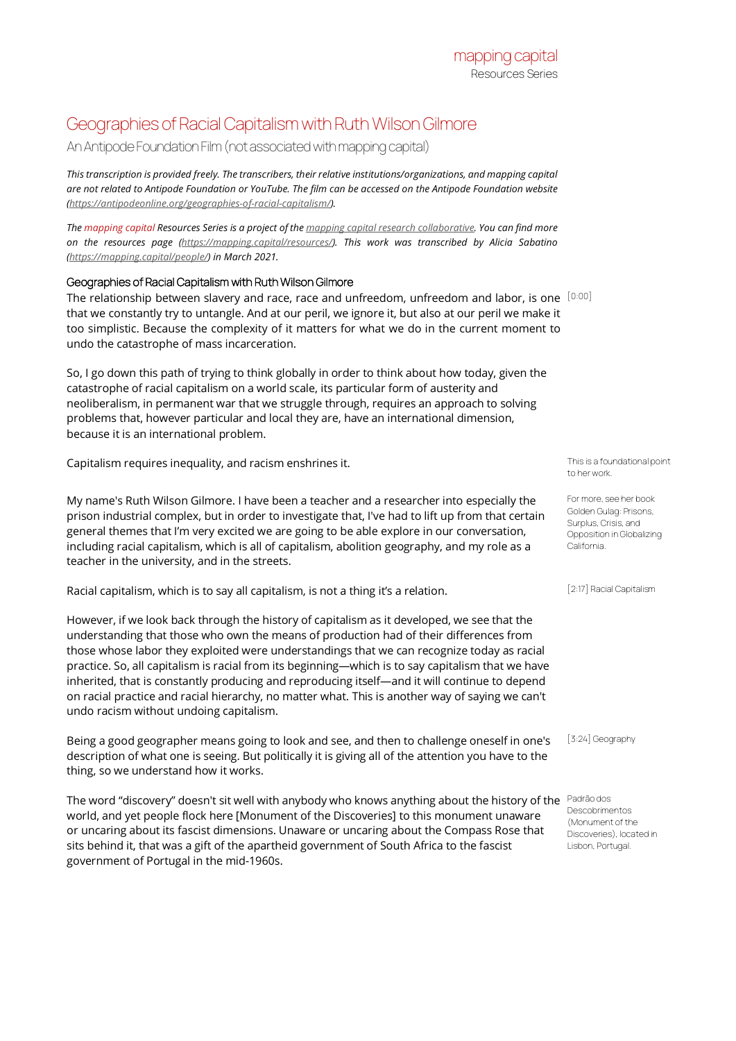mapping capital
Resources Series

# Geographies of Racial Capitalism with Ruth Wilson Gilmore

An Antipode Foundation Film (not associated with mapping capital)

*This transcription is provided freely. The transcribers, their relative institutions/organizations, and mapping capital are not related to Antipode Foundation or YouTube. The film can be accessed on the Antipode Foundation website (https://antipodeonline.org/geographies-of-racial-capitalism/).*

*The mapping capital Resources Series is a project of the mapping capital research collaborative. You can find more on the resources page (https://mapping.capital/resources/). This work was transcribed by Alicia Sabatino (https://mapping.capital/people/) in March 2021.*

## Geographies of Racial Capitalism with Ruth Wilson Gilmore

[0:00]

The relationship between slavery and race, race and unfreedom, unfreedom and labor, is one that we constantly try to untangle. And at our peril, we ignore it, but also at our peril we make it too simplistic. Because the complexity of it matters for what we do in the current moment to undo the catastrophe of mass incarceration.

So, I go down this path of trying to think globally in order to think about how today, given the catastrophe of racial capitalism on a world scale, its particular form of austerity and neoliberalism, in permanent war that we struggle through, requires an approach to solving problems that, however particular and local they are, have an international dimension, because it is an international problem.

Capitalism requires inequality, and racism enshrines it.

This is a foundational point to her work.

My name's Ruth Wilson Gilmore. I have been a teacher and a researcher into especially the prison industrial complex, but in order to investigate that, I've had to lift up from that certain general themes that I'm very excited we are going to be able explore in our conversation, including racial capitalism, which is all of capitalism, abolition geography, and my role as a teacher in the university, and in the streets.

For more, see her book Golden Gulag: Prisons, Surplus, Crisis, and Opposition in Globalizing California.

[2:17] Racial Capitalism

Racial capitalism, which is to say all capitalism, is not a thing it's a relation.

However, if we look back through the history of capitalism as it developed, we see that the understanding that those who own the means of production had of their differences from those whose labor they exploited were understandings that we can recognize today as racial practice. So, all capitalism is racial from its beginning—which is to say capitalism that we have inherited, that is constantly producing and reproducing itself—and it will continue to depend on racial practice and racial hierarchy, no matter what. This is another way of saying we can't undo racism without undoing capitalism.

[3:24] Geography

Being a good geographer means going to look and see, and then to challenge oneself in one's description of what one is seeing. But politically it is giving all of the attention you have to the thing, so we understand how it works.

The word "discovery" doesn't sit well with anybody who knows anything about the history of the world, and yet people flock here [Monument of the Discoveries] to this monument unaware or uncaring about its fascist dimensions. Unaware or uncaring about the Compass Rose that sits behind it, that was a gift of the apartheid government of South Africa to the fascist government of Portugal in the mid-1960s.

Padrão dos Descobrimentos (Monument of the Discoveries), located in Lisbon, Portugal.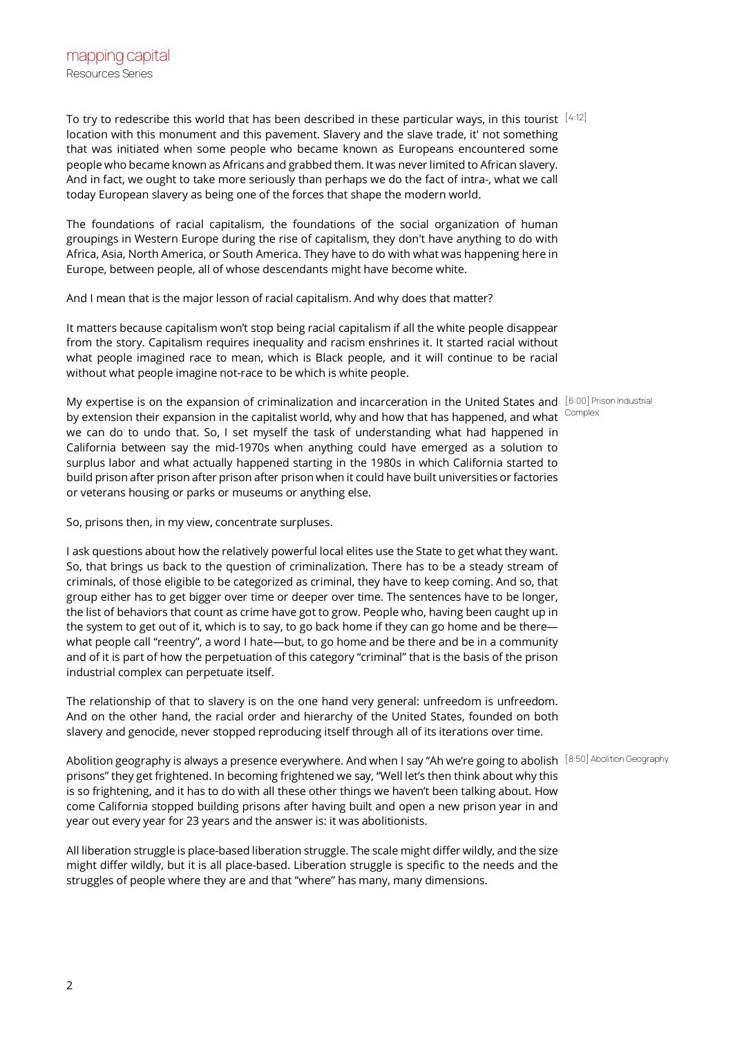To try to redescribe this world that has been described in these particular ways, in this tourist location with this monument and this pavement. Slavery and the slave trade, it' not something that was initiated when some people who became known as Europeans encountered some people who became known as Africans and grabbed them. It was never limited to African slavery. And in fact, we ought to take more seriously than perhaps we do the fact of intra-, what we call today European slavery as being one of the forces that shape the modern world. [4:12]

The foundations of racial capitalism, the foundations of the social organization of human groupings in Western Europe during the rise of capitalism, they don't have anything to do with Africa, Asia, North America, or South America. They have to do with what was happening here in Europe, between people, all of whose descendants might have become white.

And I mean that is the major lesson of racial capitalism. And why does that matter?

It matters because capitalism won't stop being racial capitalism if all the white people disappear from the story. Capitalism requires inequality and racism enshrines it. It started racial without what people imagined race to mean, which is Black people, and it will continue to be racial without what people imagine not-race to be which is white people.

My expertise is on the expansion of criminalization and incarceration in the United States and by extension their expansion in the capitalist world, why and how that has happened, and what we can do to undo that. So, I set myself the task of understanding what had happened in California between say the mid-1970s when anything could have emerged as a solution to surplus labor and what actually happened starting in the 1980s in which California started to build prison after prison after prison after prison when it could have built universities or factories or veterans housing or parks or museums or anything else. [6:00] Prison Industrial Complex

So, prisons then, in my view, concentrate surpluses.

I ask questions about how the relatively powerful local elites use the State to get what they want. So, that brings us back to the question of criminalization. There has to be a steady stream of criminals, of those eligible to be categorized as criminal, they have to keep coming. And so, that group either has to get bigger over time or deeper over time. The sentences have to be longer, the list of behaviors that count as crime have got to grow. People who, having been caught up in the system to get out of it, which is to say, to go back home if they can go home and be there—what people call "reentry", a word I hate—but, to go home and be there and be in a community and of it is part of how the perpetuation of this category "criminal" that is the basis of the prison industrial complex can perpetuate itself.

The relationship of that to slavery is on the one hand very general: unfreedom is unfreedom. And on the other hand, the racial order and hierarchy of the United States, founded on both slavery and genocide, never stopped reproducing itself through all of its iterations over time.

Abolition geography is always a presence everywhere. And when I say "Ah we're going to abolish prisons" they get frightened. In becoming frightened we say, "Well let's then think about why this is so frightening, and it has to do with all these other things we haven't been talking about. How come California stopped building prisons after having built and open a new prison year in and year out every year for 23 years and the answer is: it was abolitionists. [8:50] Abolition Geography

All liberation struggle is place-based liberation struggle. The scale might differ wildly, and the size might differ wildly, but it is all place-based. Liberation struggle is specific to the needs and the struggles of people where they are and that "where" has many, many dimensions.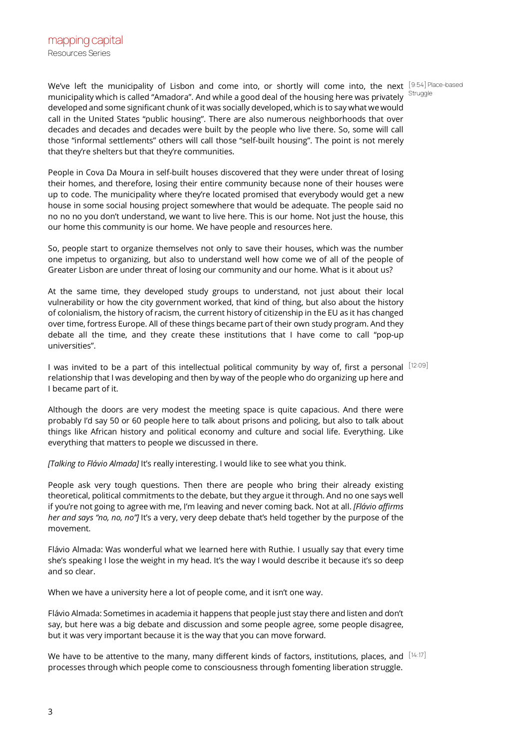We've left the municipality of Lisbon and come into, or shortly will come into, the next municipality which is called "Amadora". And while a good deal of the housing here was privately developed and some significant chunk of it was socially developed, which is to say what we would call in the United States "public housing". There are also numerous neighborhoods that over decades and decades and decades were built by the people who live there. So, some will call those "informal settlements" others will call those "self-built housing". The point is not merely that they're shelters but that they're communities.

[9:54] Place-based Struggle

People in Cova Da Moura in self-built houses discovered that they were under threat of losing their homes, and therefore, losing their entire community because none of their houses were up to code. The municipality where they're located promised that everybody would get a new house in some social housing project somewhere that would be adequate. The people said no no no no you don't understand, we want to live here. This is our home. Not just the house, this our home this community is our home. We have people and resources here.

So, people start to organize themselves not only to save their houses, which was the number one impetus to organizing, but also to understand well how come we of all of the people of Greater Lisbon are under threat of losing our community and our home. What is it about us?

At the same time, they developed study groups to understand, not just about their local vulnerability or how the city government worked, that kind of thing, but also about the history of colonialism, the history of racism, the current history of citizenship in the EU as it has changed over time, fortress Europe. All of these things became part of their own study program. And they debate all the time, and they create these institutions that I have come to call "pop-up universities".

[12:09]

I was invited to be a part of this intellectual political community by way of, first a personal relationship that I was developing and then by way of the people who do organizing up here and I became part of it.

Although the doors are very modest the meeting space is quite capacious. And there were probably I'd say 50 or 60 people here to talk about prisons and policing, but also to talk about things like African history and political economy and culture and social life. Everything. Like everything that matters to people we discussed in there.

*[Talking to Flávio Almada]* It's really interesting. I would like to see what you think.

People ask very tough questions. Then there are people who bring their already existing theoretical, political commitments to the debate, but they argue it through. And no one says well if you're not going to agree with me, I'm leaving and never coming back. Not at all. *[Flávio affirms her and says "no, no, no"]* It's a very, very deep debate that's held together by the purpose of the movement.

Flávio Almada: Was wonderful what we learned here with Ruthie. I usually say that every time she's speaking I lose the weight in my head. It's the way I would describe it because it's so deep and so clear.

When we have a university here a lot of people come, and it isn't one way.

Flávio Almada: Sometimes in academia it happens that people just stay there and listen and don't say, but here was a big debate and discussion and some people agree, some people disagree, but it was very important because it is the way that you can move forward.

[14:17]

We have to be attentive to the many, many different kinds of factors, institutions, places, and processes through which people come to consciousness through fomenting liberation struggle.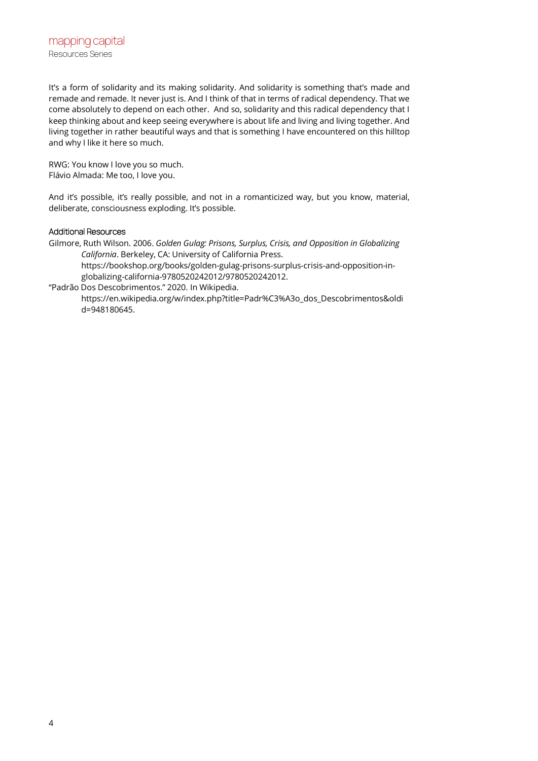It's a form of solidarity and its making solidarity. And solidarity is something that's made and remade and remade. It never just is. And I think of that in terms of radical dependency. That we come absolutely to depend on each other. And so, solidarity and this radical dependency that I keep thinking about and keep seeing everywhere is about life and living and living together. And living together in rather beautiful ways and that is something I have encountered on this hilltop and why I like it here so much.

RWG: You know I love you so much.
Flávio Almada: Me too, I love you.

And it's possible, it's really possible, and not in a romanticized way, but you know, material, deliberate, consciousness exploding. It's possible.

### Additional Resources

Gilmore, Ruth Wilson. 2006. *Golden Gulag: Prisons, Surplus, Crisis, and Opposition in Globalizing California*. Berkeley, CA: University of California Press. https://bookshop.org/books/golden-gulag-prisons-surplus-crisis-and-opposition-in-globalizing-california-9780520242012/9780520242012.

"Padrão Dos Descobrimentos." 2020. In Wikipedia. https://en.wikipedia.org/w/index.php?title=Padr%C3%A3o_dos_Descobrimentos&oldid=948180645.